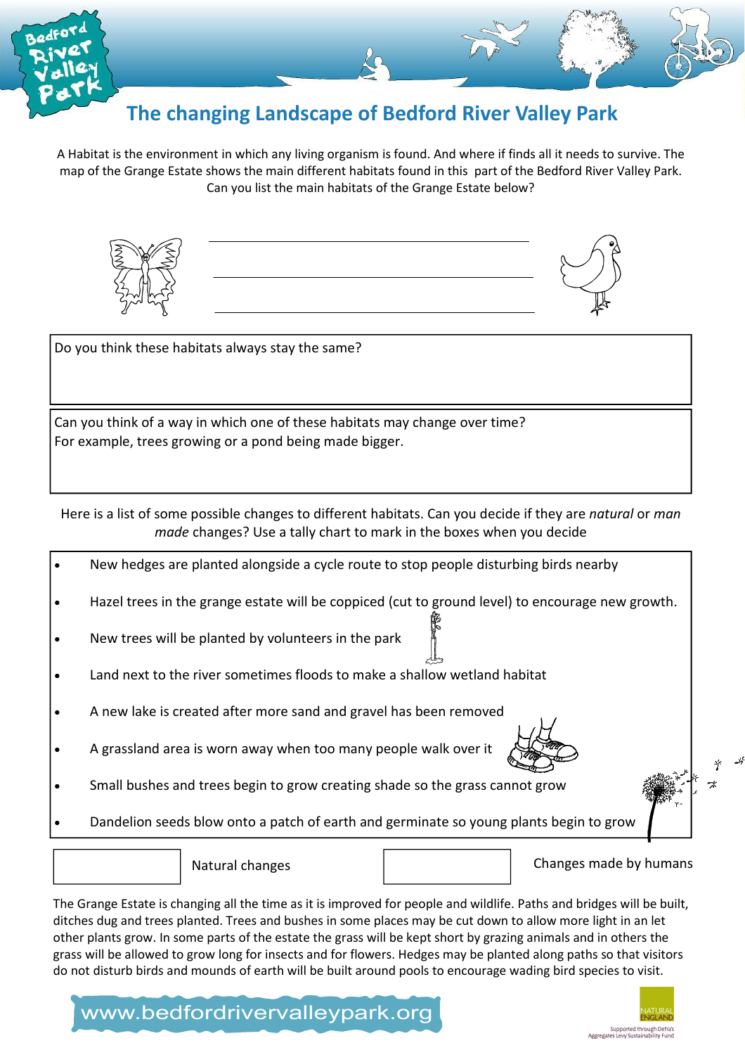# The changing Landscape of Bedford River Valley Park

A Habitat is the environment in which any living organism is found. And where if finds all it needs to survive. The map of the Grange Estate shows the main different habitats found in this part of the Bedford River Valley Park. Can you list the main habitats of the Grange Estate below?

______________________________

______________________________

______________________________

Do you think these habitats always stay the same?

Can you think of a way in which one of these habitats may change over time?
For example, trees growing or a pond being made bigger.

Here is a list of some possible changes to different habitats. Can you decide if they are *natural* or *man made* changes? Use a tally chart to mark in the boxes when you decide

- New hedges are planted alongside a cycle route to stop people disturbing birds nearby
- Hazel trees in the grange estate will be coppiced (cut to ground level) to encourage new growth.
- New trees will be planted by volunteers in the park
- Land next to the river sometimes floods to make a shallow wetland habitat
- A new lake is created after more sand and gravel has been removed
- A grassland area is worn away when too many people walk over it
- Small bushes and trees begin to grow creating shade so the grass cannot grow
- Dandelion seeds blow onto a patch of earth and germinate so young plants begin to grow

| | Natural changes | | Changes made by humans |
|---|---|---|---|
| | | | |

The Grange Estate is changing all the time as it is improved for people and wildlife. Paths and bridges will be built, ditches dug and trees planted. Trees and bushes in some places may be cut down to allow more light in an let other plants grow. In some parts of the estate the grass will be kept short by grazing animals and in others the grass will be allowed to grow long for insects and for flowers. Hedges may be planted along paths so that visitors do not disturb birds and mounds of earth will be built around pools to encourage wading bird species to visit.

www.bedfordrivervalleypark.org

NATURAL ENGLAND

Supported through Defra's Aggregates Levy Sustainability Fund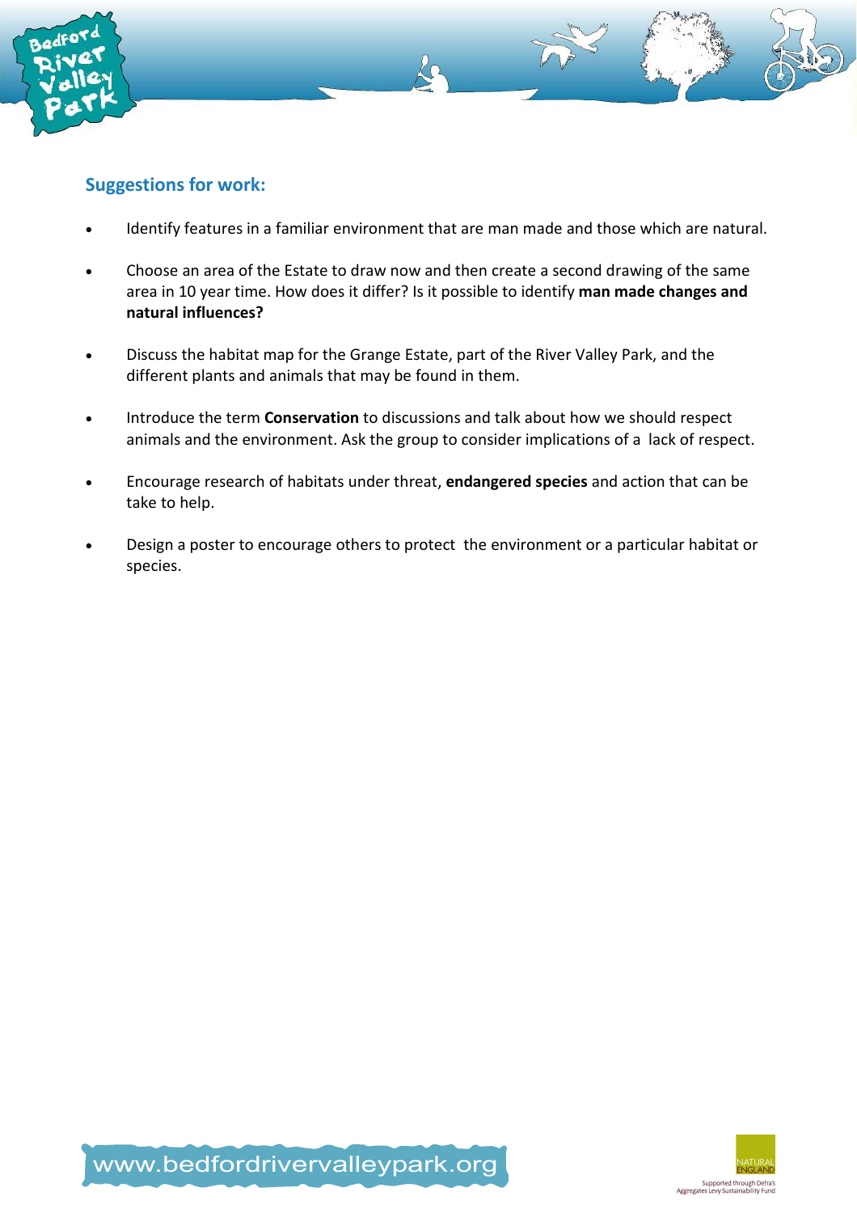## Suggestions for work:

- Identify features in a familiar environment that are man made and those which are natural.
- Choose an area of the Estate to draw now and then create a second drawing of the same area in 10 year time. How does it differ? Is it possible to identify **man made changes and natural influences?**
- Discuss the habitat map for the Grange Estate, part of the River Valley Park, and the different plants and animals that may be found in them.
- Introduce the term **Conservation** to discussions and talk about how we should respect animals and the environment. Ask the group to consider implications of a lack of respect.
- Encourage research of habitats under threat, **endangered species** and action that can be take to help.
- Design a poster to encourage others to protect the environment or a particular habitat or species.